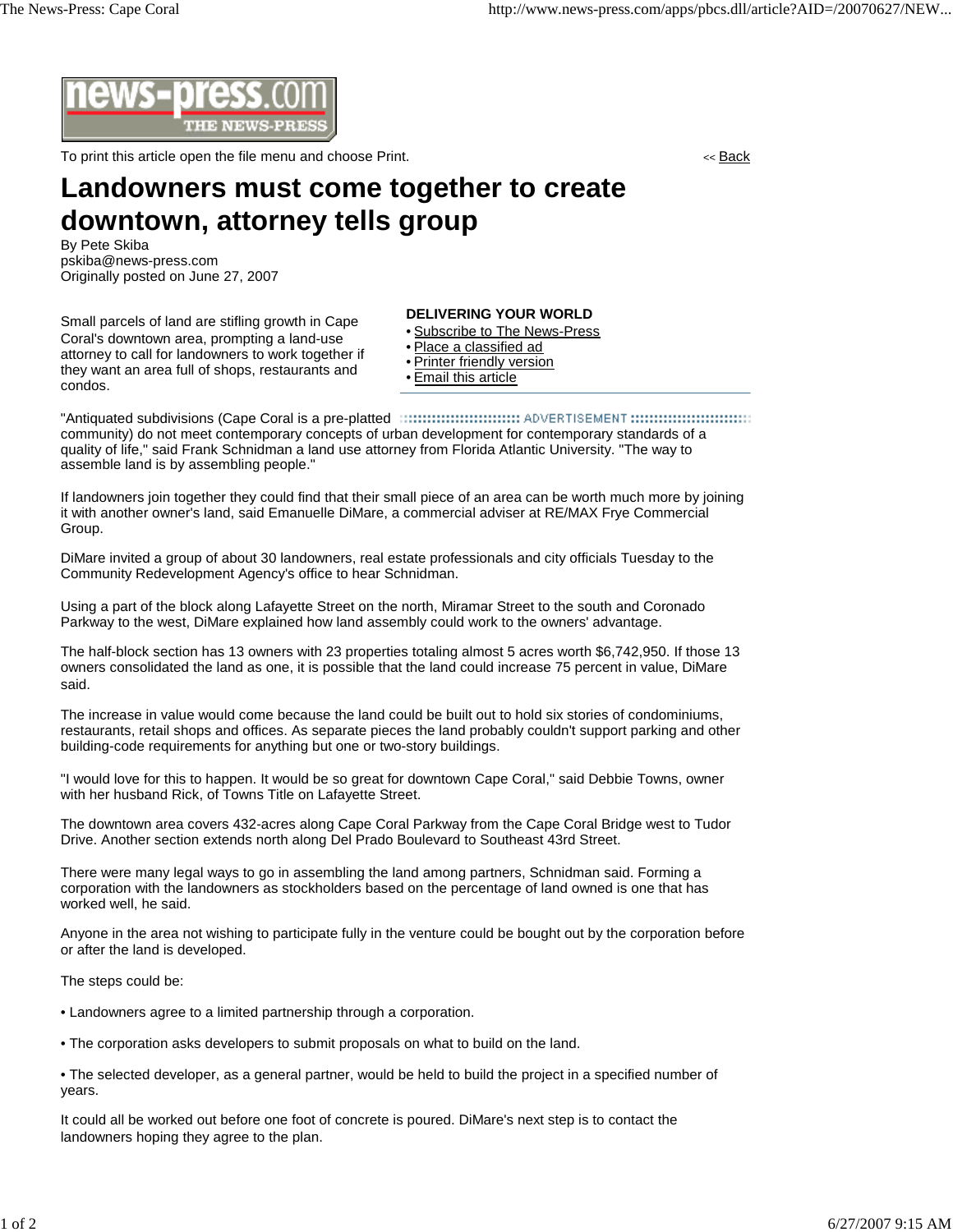# Landowners must come together to create downtown, attorney tells group

By Pete Skiba
pskiba@news-press.com
Originally posted on June 27, 2007

Small parcels of land are stifling growth in Cape Coral's downtown area, prompting a land-use attorney to call for landowners to work together if they want an area full of shops, restaurants and condos.

"Antiquated subdivisions (Cape Coral is a pre-platted community) do not meet contemporary concepts of urban development for contemporary standards of a quality of life," said Frank Schnidman a land use attorney from Florida Atlantic University. "The way to assemble land is by assembling people."

If landowners join together they could find that their small piece of an area can be worth much more by joining it with another owner's land, said Emanuelle DiMare, a commercial adviser at RE/MAX Frye Commercial Group.

DiMare invited a group of about 30 landowners, real estate professionals and city officials Tuesday to the Community Redevelopment Agency's office to hear Schnidman.

Using a part of the block along Lafayette Street on the north, Miramar Street to the south and Coronado Parkway to the west, DiMare explained how land assembly could work to the owners' advantage.

The half-block section has 13 owners with 23 properties totaling almost 5 acres worth $6,742,950. If those 13 owners consolidated the land as one, it is possible that the land could increase 75 percent in value, DiMare said.

The increase in value would come because the land could be built out to hold six stories of condominiums, restaurants, retail shops and offices. As separate pieces the land probably couldn't support parking and other building-code requirements for anything but one or two-story buildings.

"I would love for this to happen. It would be so great for downtown Cape Coral," said Debbie Towns, owner with her husband Rick, of Towns Title on Lafayette Street.

The downtown area covers 432-acres along Cape Coral Parkway from the Cape Coral Bridge west to Tudor Drive. Another section extends north along Del Prado Boulevard to Southeast 43rd Street.

There were many legal ways to go in assembling the land among partners, Schnidman said. Forming a corporation with the landowners as stockholders based on the percentage of land owned is one that has worked well, he said.

Anyone in the area not wishing to participate fully in the venture could be bought out by the corporation before or after the land is developed.

The steps could be:

• Landowners agree to a limited partnership through a corporation.

• The corporation asks developers to submit proposals on what to build on the land.

• The selected developer, as a general partner, would be held to build the project in a specified number of years.

It could all be worked out before one foot of concrete is poured. DiMare's next step is to contact the landowners hoping they agree to the plan.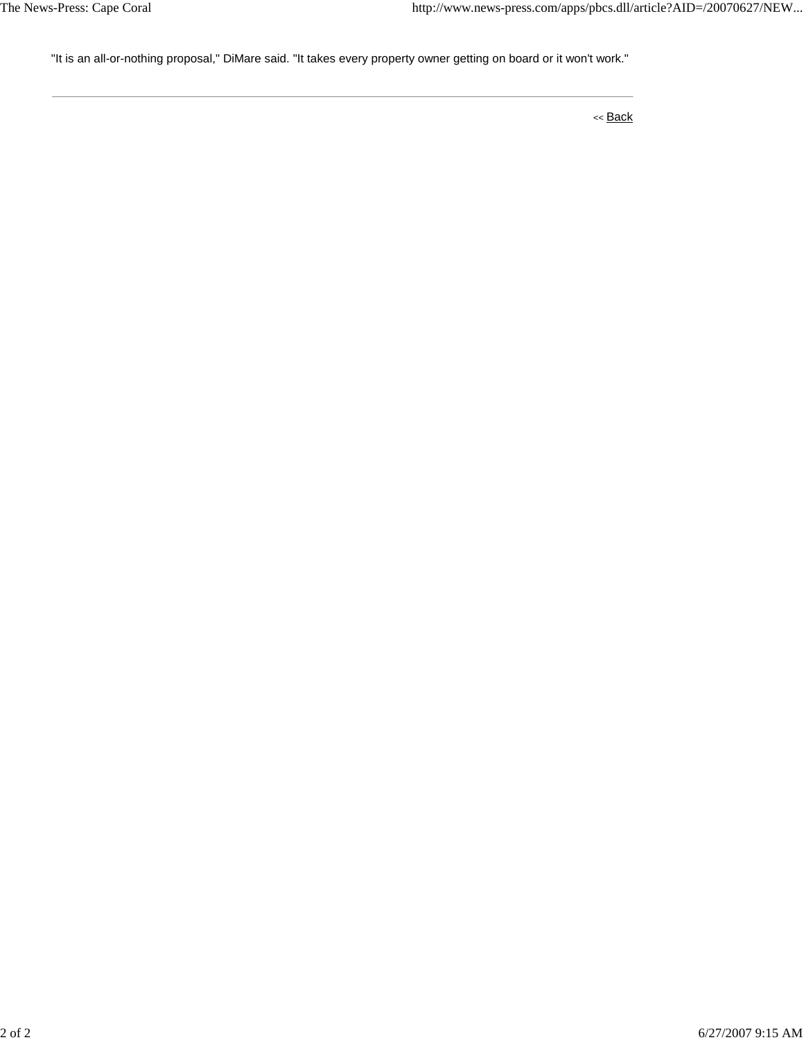"It is an all-or-nothing proposal," DiMare said. "It takes every property owner getting on board or it won't work."

---

<< Back